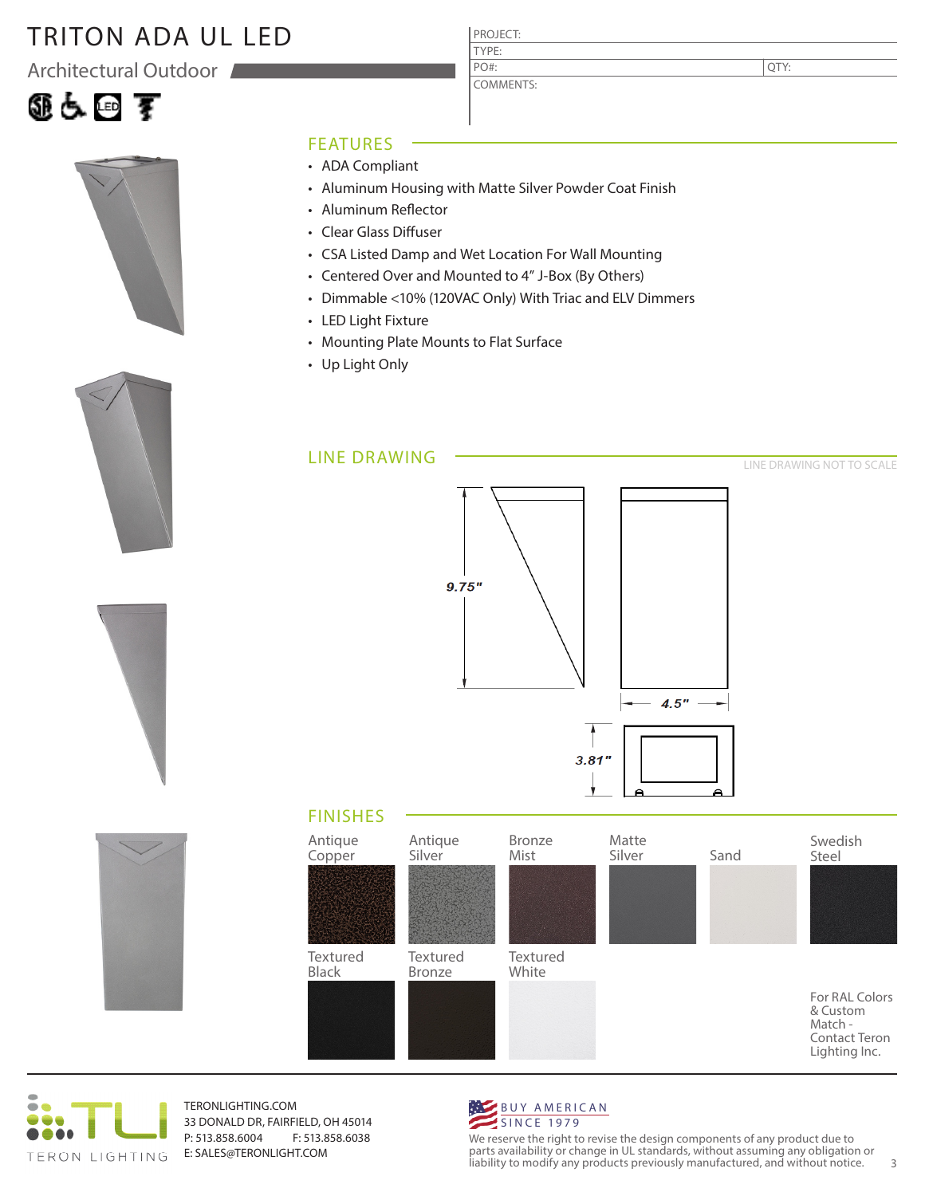# TRITON ADA UL LED

Architectural Outdoor

PROJECT:
TYPE:
PO#: QTY:
COMMENTS:

## FEATURES

- ADA Compliant
- Aluminum Housing with Matte Silver Powder Coat Finish
- Aluminum Reflector
- Clear Glass Diffuser
- CSA Listed Damp and Wet Location For Wall Mounting
- Centered Over and Mounted to 4" J-Box (By Others)
- Dimmable <10% (120VAC Only) With Triac and ELV Dimmers
- LED Light Fixture
- Mounting Plate Mounts to Flat Surface
- Up Light Only

## LINE DRAWING

LINE DRAWING NOT TO SCALE

9.75"

4.5"

3.81"

## FINISHES

Antique Copper, Antique Silver, Bronze Mist, Matte Silver, Sand, Swedish Steel

Textured Black, Textured Bronze, Textured White

For RAL Colors & Custom Match - Contact Teron Lighting Inc.

TERON LIGHTING

TERONLIGHTING.COM
33 DONALD DR, FAIRFIELD, OH 45014
P: 513.858.6004 F: 513.858.6038
E: SALES@TERONLIGHT.COM

BUY AMERICAN
SINCE 1979

We reserve the right to revise the design components of any product due to parts availability or change in UL standards, without assuming any obligation or liability to modify any products previously manufactured, and without notice.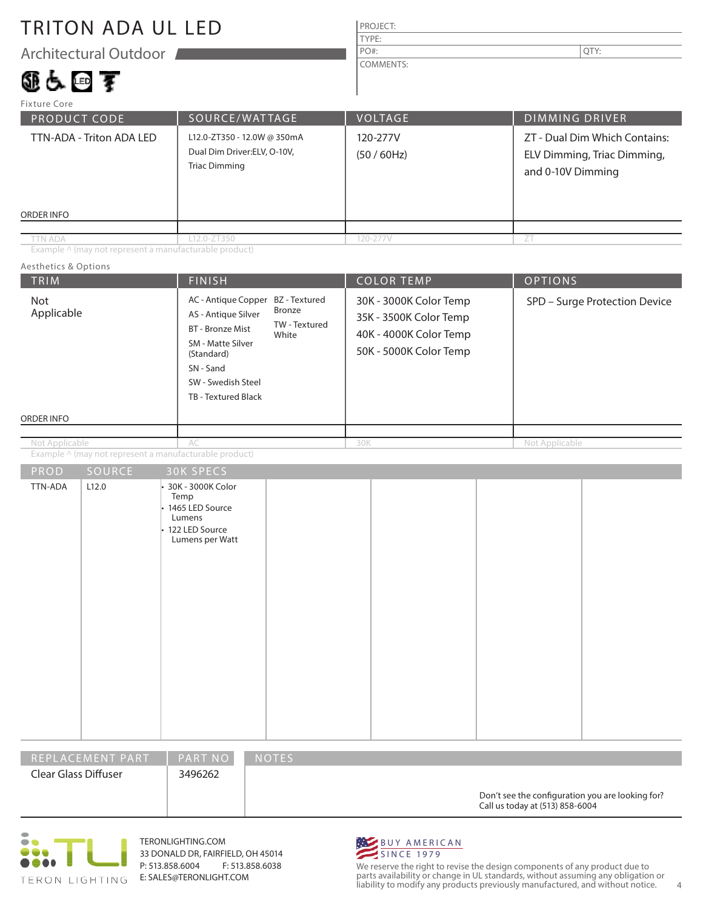# TRITON ADA UL LED

## Architectural Outdoor

| PROJECT: | |
|---|---|
| TYPE: | |
| PO#: | QTY: |
| COMMENTS: | |

Fixture Core

| PRODUCT CODE | SOURCE/WATTAGE | VOLTAGE | DIMMING DRIVER |
|---|---|---|---|
| TTN-ADA - Triton ADA LED | L12.0-ZT350 - 12.0W @ 350mA<br>Dual Dim Driver:ELV, O-10V, Triac Dimming | 120-277V<br>(50 / 60Hz) | ZT - Dual Dim Which Contains: ELV Dimming, Triac Dimming, and 0-10V Dimming |
| ORDER INFO | | | |
| TTN ADA | L12.0-ZT350 | 120-277V | ZT |

Example ^ (may not represent a manufacturable product)

Aesthetics & Options

| TRIM | FINISH | COLOR TEMP | OPTIONS |
|---|---|---|---|
| Not Applicable | AC - Antique Copper<br>AS - Antique Silver<br>BT - Bronze Mist<br>SM - Matte Silver (Standard)<br>SN - Sand<br>SW - Swedish Steel<br>TB - Textured Black<br>BZ - Textured Bronze<br>TW - Textured White | 30K - 3000K Color Temp<br>35K - 3500K Color Temp<br>40K - 4000K Color Temp<br>50K - 5000K Color Temp | SPD – Surge Protection Device |
| ORDER INFO | | | |
| Not Applicable | AC | 30K | Not Applicable |

Example ^ (may not represent a manufacturable product)

| PROD | SOURCE | 30K SPECS | | | | |
|---|---|---|---|---|---|---|
| TTN-ADA | L12.0 | • 30K - 3000K Color Temp<br>• 1465 LED Source Lumens<br>• 122 LED Source Lumens per Watt | | | | |

| REPLACEMENT PART | PART NO | NOTES |
|---|---|---|
| Clear Glass Diffuser | 3496262 | |

Don't see the configuration you are looking for? Call us today at (513) 858-6004

TERON LIGHTING

TERONLIGHTING.COM
33 DONALD DR, FAIRFIELD, OH 45014
P: 513.858.6004 F: 513.858.6038
E: SALES@TERONLIGHT.COM

BUY AMERICAN
SINCE 1979

We reserve the right to revise the design components of any product due to parts availability or change in UL standards, without assuming any obligation or liability to modify any products previously manufactured, and without notice.